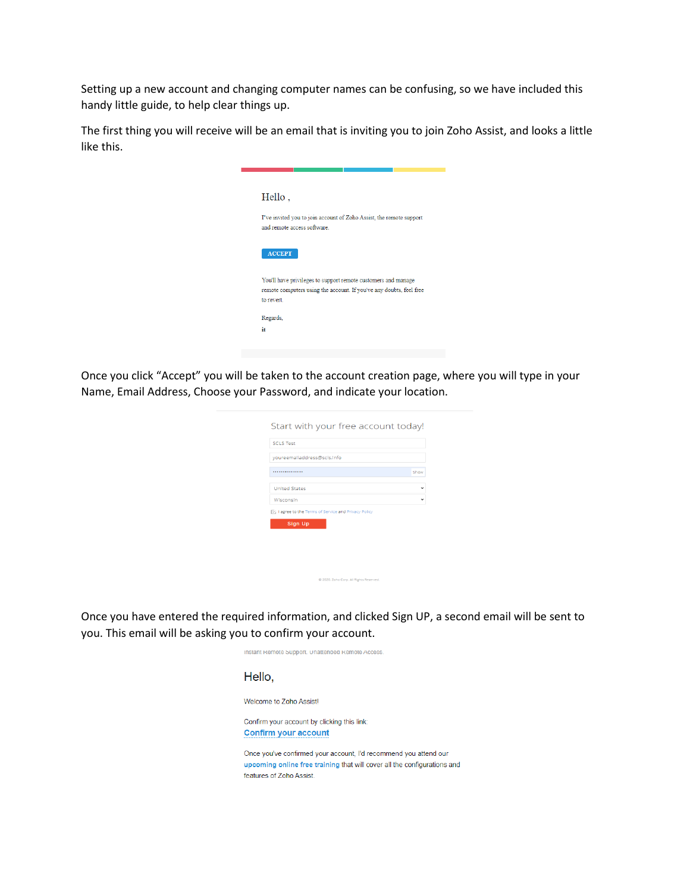Setting up a new account and changing computer names can be confusing, so we have included this handy little guide, to help clear things up.

The first thing you will receive will be an email that is inviting you to join Zoho Assist, and looks a little like this.

Hello ,

I've invited you to join account of Zoho Assist, the remote support and remote access software.

ACCEPT

You'll have privileges to support remote customers and manage remote computers using the account. If you've any doubts, feel free to revert.

Regards,
it

Once you click "Accept" you will be taken to the account creation page, where you will type in your Name, Email Address, Choose your Password, and indicate your location.

Start with your free account today!

SCLS Test

youremailaddress@scls.info

Show

United States

Wisconsin

I agree to the Terms of Service and Privacy Policy

Sign Up

Once you have entered the required information, and clicked Sign UP, a second email will be sent to you. This email will be asking you to confirm your account.

Instant Remote Support. Unattended Remote Access.

Hello,

Welcome to Zoho Assist!

Confirm your account by clicking this link:
Confirm your account

Once you've confirmed your account, I'd recommend you attend our upcoming online free training that will cover all the configurations and features of Zoho Assist.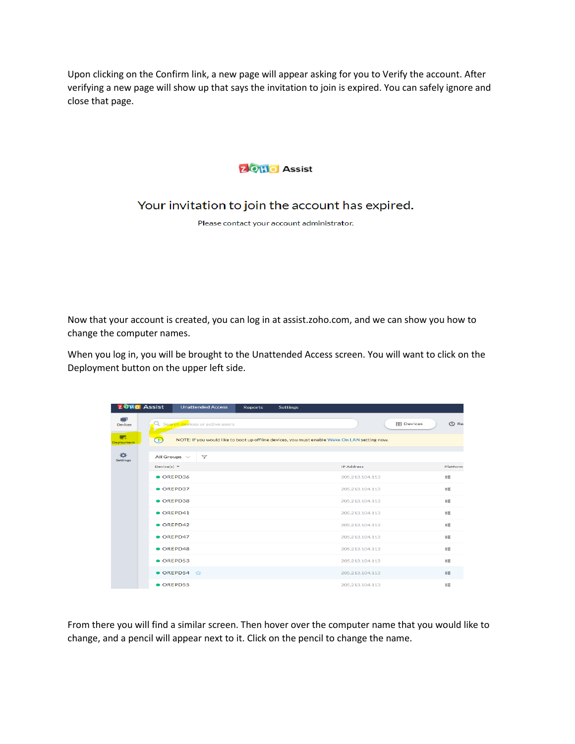Upon clicking on the Confirm link, a new page will appear asking for you to Verify the account. After verifying a new page will show up that says the invitation to join is expired. You can safely ignore and close that page.

Now that your account is created, you can log in at assist.zoho.com, and we can show you how to change the computer names.

When you log in, you will be brought to the Unattended Access screen. You will want to click on the Deployment button on the upper left side.

From there you will find a similar screen. Then hover over the computer name that you would like to change, and a pencil will appear next to it. Click on the pencil to change the name.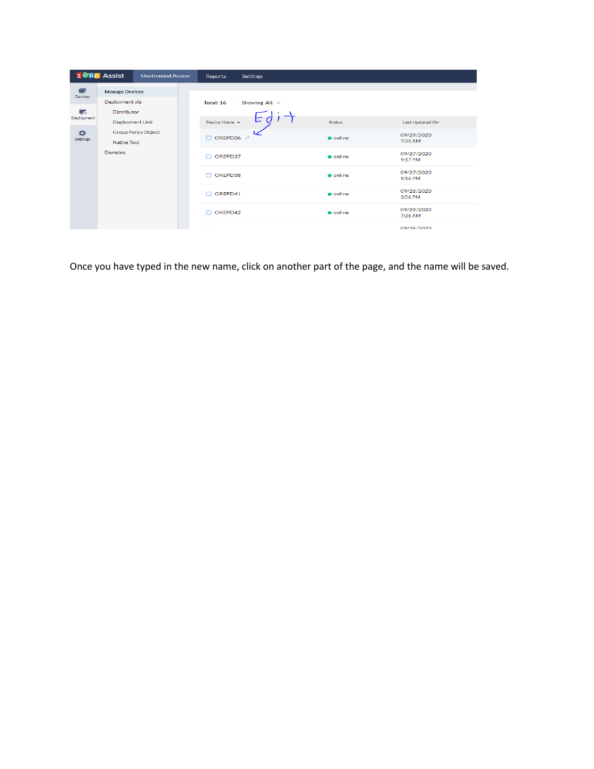Once you have typed in the new name, click on another part of the page, and the name will be saved.